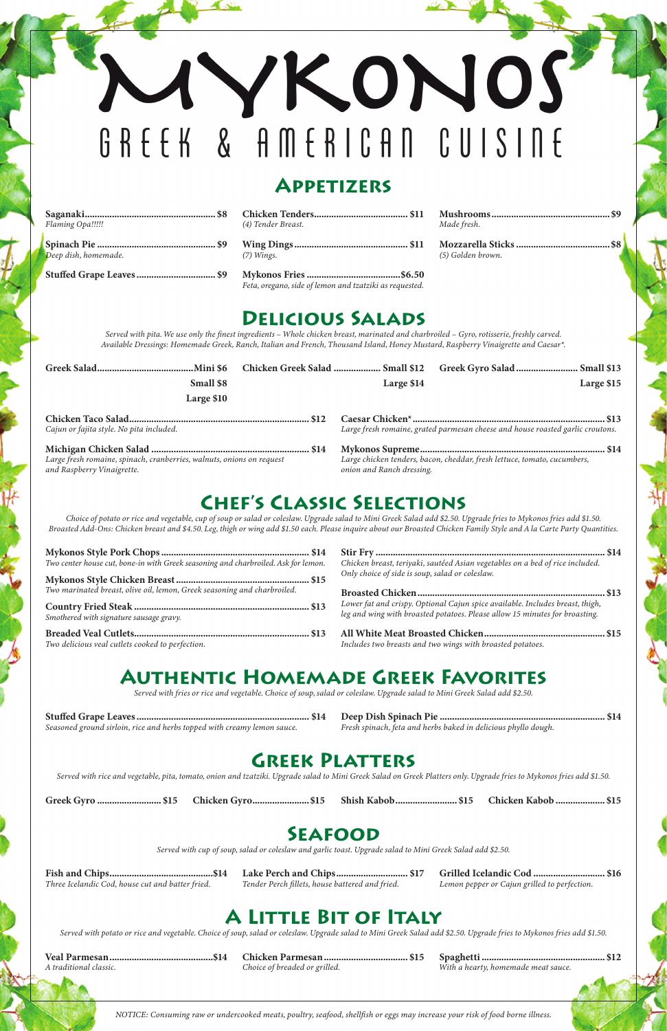# MYKONOS

## GREEK & AMERICAN CUISINE

## Appetizers

**Saganaki** ........ $8
*Flaming Opa!!!!!*

**Spinach Pie** ........ $9
*Deep dish, homemade.*

**Stuffed Grape Leaves** ........ $9

**Chicken Tenders** ........ $11
*(4) Tender Breast.*

**Wing Dings** ........ $11
*(7) Wings.*

**Mykonos Fries** ........ $6.50
*Feta, oregano, side of lemon and tzatziki as requested.*

**Mushrooms** ........ $9
*Made fresh.*

**Mozzarella Sticks** ........ $8
*(5) Golden brown.*

## Delicious Salads

*Served with pita. We use only the finest ingredients – Whole chicken breast, marinated and charbroiled – Gyro, rotisserie, freshly carved. Available Dressings: Homemade Greek, Ranch, Italian and French, Thousand Island, Honey Mustard, Raspberry Vinaigrette and Caesar*.*

**Greek Salad** ........ Mini $6 / Small $8 / Large $10

**Chicken Greek Salad** ........ Small $12 / Large $14

**Greek Gyro Salad** ........ Small $13 / Large $15

**Chicken Taco Salad** ........ $12
*Cajun or fajita style. No pita included.*

**Michigan Chicken Salad** ........ $14
*Large fresh romaine, spinach, cranberries, walnuts, onions on request and Raspberry Vinaigrette.*

**Caesar Chicken*** ........ $13
*Large fresh romaine, grated parmesan cheese and house roasted garlic croutons.*

**Mykonos Supreme** ........ $14
*Large chicken tenders, bacon, cheddar, fresh lettuce, tomato, cucumbers, onion and Ranch dressing.*

## Chef's Classic Selections

*Choice of potato or rice and vegetable, cup of soup or salad or coleslaw. Upgrade salad to Mini Greek Salad add $2.50. Upgrade fries to Mykonos fries add $1.50. Broasted Add-Ons: Chicken breast and $4.50. Leg, thigh or wing add $1.50 each. Please inquire about our Broasted Chicken Family Style and A la Carte Party Quantities.*

**Mykonos Style Pork Chops** ........ $14
*Two center house cut, bone-in with Greek seasoning and charbroiled. Ask for lemon.*

**Mykonos Style Chicken Breast** ........ $15
*Two marinated breast, olive oil, lemon, Greek seasoning and charbroiled.*

**Country Fried Steak** ........ $13
*Smothered with signature sausage gravy.*

**Breaded Veal Cutlets** ........ $13
*Two delicious veal cutlets cooked to perfection.*

**Stir Fry** ........ $14
*Chicken breast, teriyaki, sautéed Asian vegetables on a bed of rice included. Only choice of side is soup, salad or coleslaw.*

**Broasted Chicken** ........ $13
*Lower fat and crispy. Optional Cajun spice available. Includes breast, thigh, leg and wing with broasted potatoes. Please allow 15 minutes for broasting.*

**All White Meat Broasted Chicken** ........ $15
*Includes two breasts and two wings with broasted potatoes.*

## Authentic Homemade Greek Favorites

*Served with fries or rice and vegetable. Choice of soup, salad or coleslaw. Upgrade salad to Mini Greek Salad add $2.50.*

**Stuffed Grape Leaves** ........ $14
*Seasoned ground sirloin, rice and herbs topped with creamy lemon sauce.*

**Deep Dish Spinach Pie** ........ $14
*Fresh spinach, feta and herbs baked in delicious phyllo dough.*

## Greek Platters

*Served with rice and vegetable, pita, tomato, onion and tzatziki. Upgrade salad to Mini Greek Salad on Greek Platters only. Upgrade fries to Mykonos fries add $1.50.*

**Greek Gyro** ........ $15

**Chicken Gyro** ........ $15

**Shish Kabob** ........ $15

**Chicken Kabob** ........ $15

## Seafood

*Served with cup of soup, salad or coleslaw and garlic toast. Upgrade salad to Mini Greek Salad add $2.50.*

**Fish and Chips** ........ $14
*Three Icelandic Cod, house cut and batter fried.*

**Lake Perch and Chips** ........ $17
*Tender Perch fillets, house battered and fried.*

**Grilled Icelandic Cod** ........ $16
*Lemon pepper or Cajun grilled to perfection.*

## A Little Bit of Italy

*Served with potato or rice and vegetable. Choice of soup, salad or coleslaw. Upgrade salad to Mini Greek Salad add $2.50. Upgrade fries to Mykonos fries add $1.50.*

**Veal Parmesan** ........ $14
*A traditional classic.*

**Chicken Parmesan** ........ $15
*Choice of breaded or grilled.*

**Spaghetti** ........ $12
*With a hearty, homemade meat sauce.*

*NOTICE: Consuming raw or undercooked meats, poultry, seafood, shellfish or eggs may increase your risk of food borne illness.*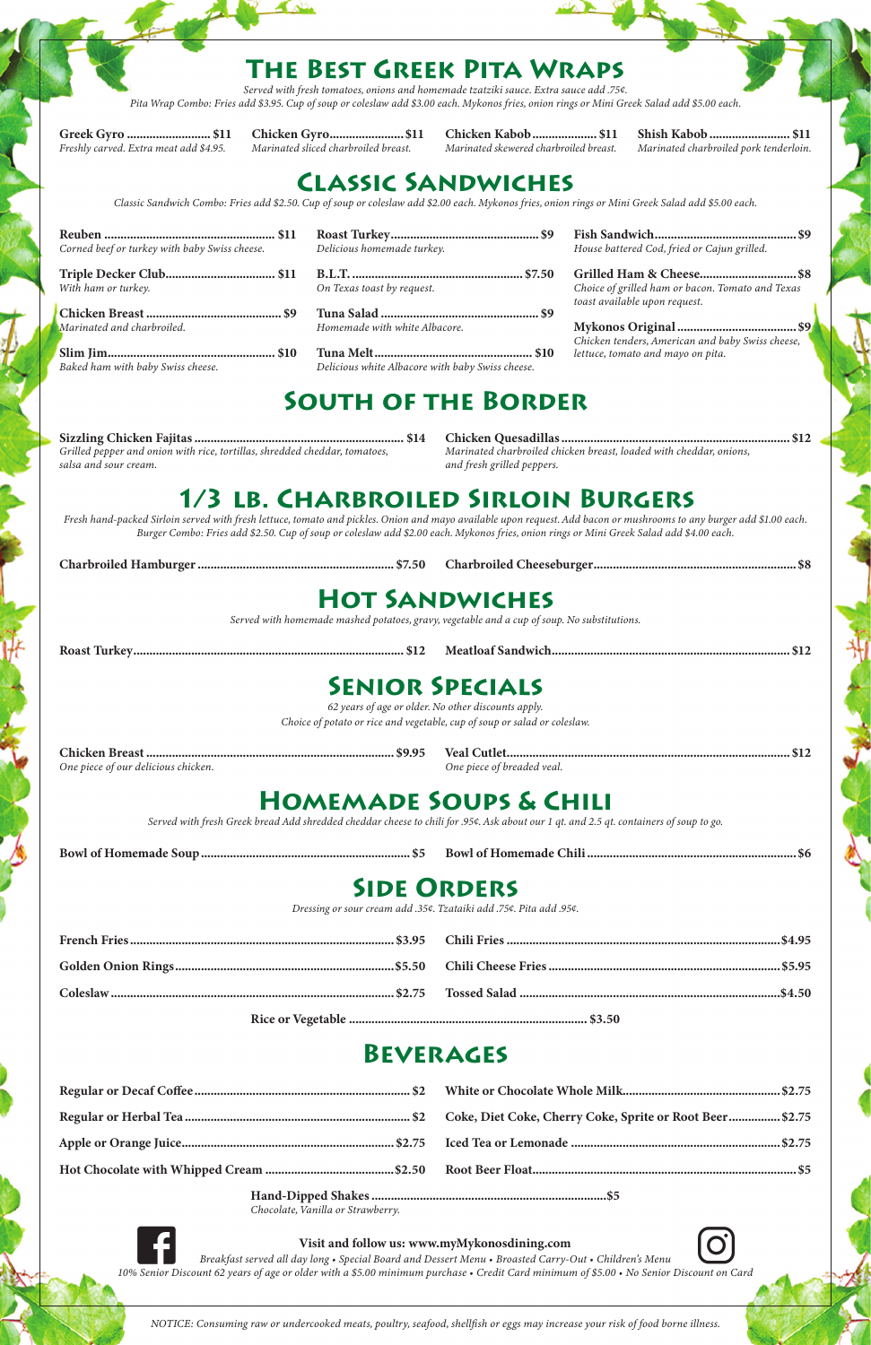# The Best Greek Pita Wraps

*Served with fresh tomatoes, onions and homemade tzatziki sauce. Extra sauce add .75¢.*
*Pita Wrap Combo: Fries add $3.95. Cup of soup or coleslaw add $3.00 each. Mykonos fries, onion rings or Mini Greek Salad add $5.00 each.*

**Greek Gyro ........................ $11**
*Freshly carved. Extra meat add $4.95.*

**Chicken Gyro...................... $11**
*Marinated sliced charbroiled breast.*

**Chicken Kabob.................... $11**
*Marinated skewered charbroiled breast.*

**Shish Kabob........................ $11**
*Marinated charbroiled pork tenderloin.*

# Classic Sandwiches

*Classic Sandwich Combo: Fries add $2.50. Cup of soup or coleslaw add $2.00 each. Mykonos fries, onion rings or Mini Greek Salad add $5.00 each.*

**Reuben ............................................ $11**
*Corned beef or turkey with baby Swiss cheese.*

**Triple Decker Club............................ $11**
*With ham or turkey.*

**Chicken Breast ................................. $9**
*Marinated and charbroiled.*

**Slim Jim............................................ $10**
*Baked ham with baby Swiss cheese.*

**Roast Turkey...................................... $9**
*Delicious homemade turkey.*

**B.L.T. ............................................... $7.50**
*On Texas toast by request.*

**Tuna Salad ........................................ $9**
*Homemade with white Albacore.*

**Tuna Melt.......................................... $10**
*Delicious white Albacore with baby Swiss cheese.*

**Fish Sandwich.................................... $9**
*House battered Cod, fried or Cajun grilled.*

**Grilled Ham & Cheese........................ $8**
*Choice of grilled ham or bacon. Tomato and Texas toast available upon request.*

**Mykonos Original .............................. $9**
*Chicken tenders, American and baby Swiss cheese, lettuce, tomato and mayo on pita.*

# South of the Border

**Sizzling Chicken Fajitas ................................................ $14**
*Grilled pepper and onion with rice, tortillas, shredded cheddar, tomatoes, salsa and sour cream.*

**Chicken Quesadillas ...................................................... $12**
*Marinated charbroiled chicken breast, loaded with cheddar, onions, and fresh grilled peppers.*

# 1/3 lb. Charbroiled Sirloin Burgers

*Fresh hand-packed Sirloin served with fresh lettuce, tomato and pickles. Onion and mayo available upon request. Add bacon or mushrooms to any burger add $1.00 each.*
*Burger Combo: Fries add $2.50. Cup of soup or coleslaw add $2.00 each. Mykonos fries, onion rings or Mini Greek Salad add $4.00 each.*

**Charbroiled Hamburger ............................................. $7.50**

**Charbroiled Cheeseburger............................................... $8**

# Hot Sandwiches

*Served with homemade mashed potatoes, gravy, vegetable and a cup of soup. No substitutions.*

**Roast Turkey..................................................................... $12**

**Meatloaf Sandwich.......................................................... $12**

# Senior Specials

*62 years of age or older. No other discounts apply.*
*Choice of potato or rice and vegetable, cup of soup or salad or coleslaw.*

**Chicken Breast ............................................................. $9.95**
*One piece of our delicious chicken.*

**Veal Cutlet........................................................................ $12**
*One piece of breaded veal.*

# Homemade Soups & Chili

*Served with fresh Greek bread Add shredded cheddar cheese to chili for .95¢. Ask about our 1 qt. and 2.5 qt. containers of soup to go.*

**Bowl of Homemade Soup................................................. $5**

**Bowl of Homemade Chili.................................................. $6**

# Side Orders

*Dressing or sour cream add .35¢. Tzatziki add .75¢. Pita add .95¢.*

**French Fries............................................................ $3.95**

**Golden Onion Rings................................................. $5.50**

**Coleslaw.................................................................. $2.75**

**Chili Fries.................................................................... $4.95**

**Chili Cheese Fries....................................................... $5.95**

**Tossed Salad .............................................................. $4.50**

**Rice or Vegetable ....................................................... $3.50**

# Beverages

**Regular or Decaf Coffee............................................... $2**

**Regular or Herbal Tea.................................................. $2**

**Apple or Orange Juice................................................ $2.75**

**Hot Chocolate with Whipped Cream ........................ $2.50**

**White or Chocolate Whole Milk.................................. $2.75**

**Coke, Diet Coke, Cherry Coke, Sprite or Root Beer............... $2.75**

**Iced Tea or Lemonade ................................................ $2.75**

**Root Beer Float............................................................ $5**

**Hand-Dipped Shakes ..................................................... $5**
*Chocolate, Vanilla or Strawberry.*

**Visit and follow us: www.myMykonosdining.com**

*Breakfast served all day long • Special Board and Dessert Menu • Broasted Carry-Out • Children's Menu*
*10% Senior Discount 62 years of age or older with a $5.00 minimum purchase • Credit Card minimum of $5.00 • No Senior Discount on Card*

*NOTICE: Consuming raw or undercooked meats, poultry, seafood, shellfish or eggs may increase your risk of food borne illness.*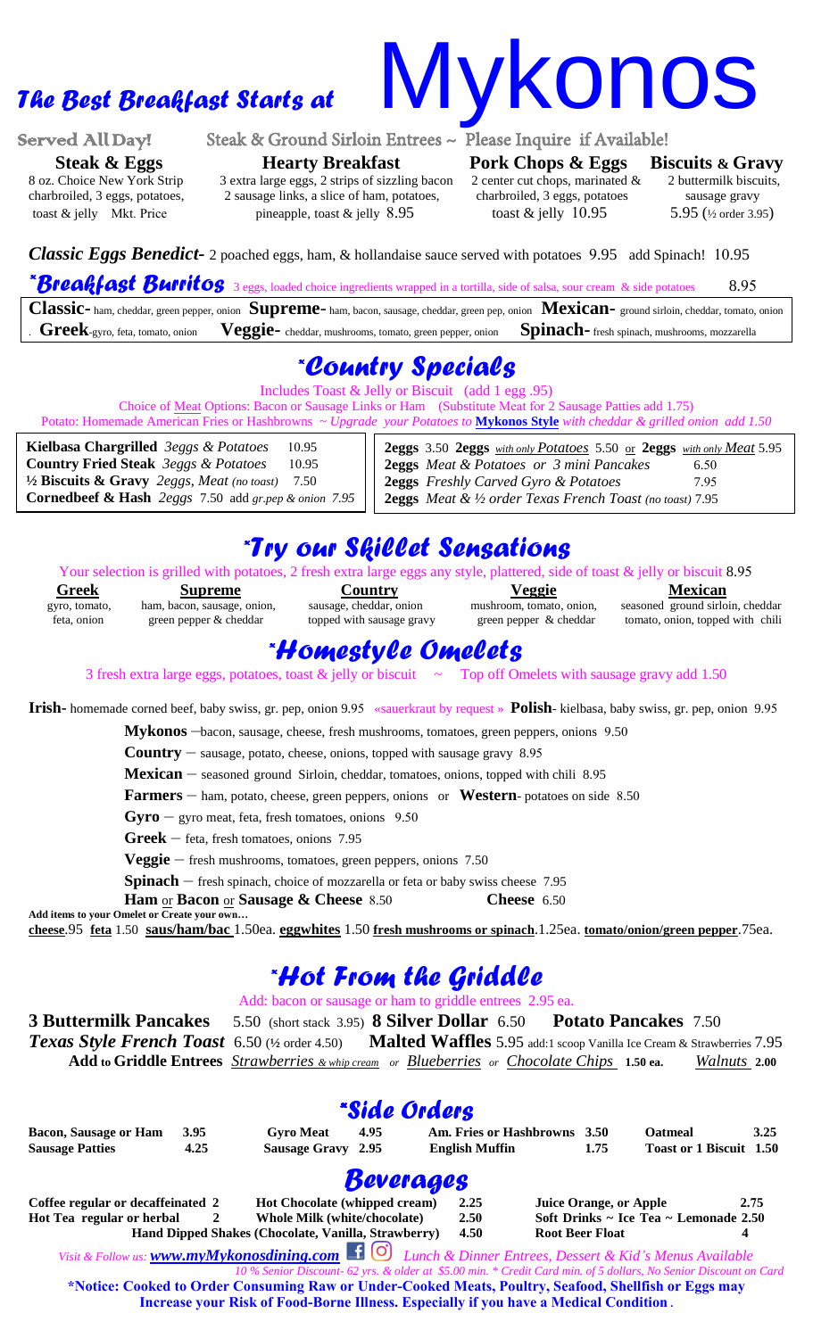# *The Best Breakfast Starts at* Mykonos

**Served All Day!** Steak & Ground Sirloin Entrees ~ Please Inquire if Available!

**Steak & Eggs**
8 oz. Choice New York Strip charbroiled, 3 eggs, potatoes, toast & jelly Mkt. Price

**Hearty Breakfast**
3 extra large eggs, 2 strips of sizzling bacon 2 sausage links, a slice of ham, potatoes, pineapple, toast & jelly 8.95

**Pork Chops & Eggs**
2 center cut chops, marinated & charbroiled, 3 eggs, potatoes toast & jelly 10.95

**Biscuits & Gravy**
2 buttermilk biscuits, sausage gravy 5.95 (½ order 3.95)

***Classic Eggs Benedict-*** 2 poached eggs, ham, & hollandaise sauce served with potatoes 9.95 add Spinach! 10.95

## *Breakfast Burritos

3 eggs, loaded choice ingredients wrapped in a tortilla, side of salsa, sour cream & side potatoes 8.95

**Classic-** ham, cheddar, green pepper, onion **Supreme-** ham, bacon, sausage, cheddar, green pep, onion **Mexican-** ground sirloin, cheddar, tomato, onion

**Greek**-gyro, feta, tomato, onion **Veggie-** cheddar, mushrooms, tomato, green pepper, onion **Spinach-** fresh spinach, mushrooms, mozzarella

## *Country Specials

Includes Toast & Jelly or Biscuit (add 1 egg .95)

Choice of Meat Options: Bacon or Sausage Links or Ham (Substitute Meat for 2 Sausage Patties add 1.75)

Potato: Homemade American Fries or Hashbrowns ~ *Upgrade your Potatoes to* **Mykonos Style** *with cheddar & grilled onion add 1.50*

**Kielbasa Chargrilled** *3eggs & Potatoes* 10.95
**Country Fried Steak** *3eggs & Potatoes* 10.95
**½ Biscuits & Gravy** *2eggs, Meat (no toast)* 7.50
**Cornedbeef & Hash** *2eggs* 7.50 add *gr.pep & onion 7.95*

**2eggs** 3.50 **2eggs** *with only Potatoes* 5.50 or **2eggs** *with only Meat* 5.95
**2eggs** *Meat & Potatoes or 3 mini Pancakes* 6.50
**2eggs** *Freshly Carved Gyro & Potatoes* 7.95
**2eggs** *Meat & ½ order Texas French Toast (no toast)* 7.95

## *Try our Skillet Sensations

Your selection is grilled with potatoes, 2 fresh extra large eggs any style, plattered, side of toast & jelly or biscuit 8.95

**Greek** gyro, tomato, feta, onion
**Supreme** ham, bacon, sausage, onion, green pepper & cheddar
**Country** sausage, cheddar, onion topped with sausage gravy
**Veggie** mushroom, tomato, onion, green pepper & cheddar
**Mexican** seasoned ground sirloin, cheddar tomato, onion, topped with chili

## *Homestyle Omelets

3 fresh extra large eggs, potatoes, toast & jelly or biscuit ~ Top off Omelets with sausage gravy add 1.50

**Irish-** homemade corned beef, baby swiss, gr. pep, onion 9.95 «sauerkraut by request» **Polish**- kielbasa, baby swiss, gr. pep, onion 9.95

**Mykonos** –bacon, sausage, cheese, fresh mushrooms, tomatoes, green peppers, onions 9.50

**Country** – sausage, potato, cheese, onions, topped with sausage gravy 8.95

**Mexican** – seasoned ground Sirloin, cheddar, tomatoes, onions, topped with chili 8.95

**Farmers** – ham, potato, cheese, green peppers, onions or **Western**- potatoes on side 8.50

**Gyro** – gyro meat, feta, fresh tomatoes, onions 9.50

**Greek** – feta, fresh tomatoes, onions 7.95

**Veggie** – fresh mushrooms, tomatoes, green peppers, onions 7.50

**Spinach** – fresh spinach, choice of mozzarella or feta or baby swiss cheese 7.95

**Ham** or **Bacon** or **Sausage & Cheese** 8.50 **Cheese** 6.50

**Add items to your Omelet or Create your own…**

**cheese**.95 **feta** 1.50 **saus/ham/bac** 1.50ea. **eggwhites** 1.50 **fresh mushrooms or spinach**.1.25ea. **tomato/onion/green pepper**.75ea.

## *Hot From the Griddle

Add: bacon or sausage or ham to griddle entrees 2.95 ea.

**3 Buttermilk Pancakes** 5.50 (short stack 3.95) **8 Silver Dollar** 6.50 **Potato Pancakes** 7.50

***Texas Style French Toast*** 6.50 (½ order 4.50) **Malted Waffles** 5.95 add:1 scoop Vanilla Ice Cream & Strawberries 7.95

**Add to Griddle Entrees** *Strawberries & whip cream* or *Blueberries* or *Chocolate Chips* **1.50 ea.** *Walnuts* **2.00**

## *Side Orders

| | | | | | | | |
|---|---|---|---|---|---|---|---|
| **Bacon, Sausage or Ham** | **3.95** | **Gyro Meat** | **4.95** | **Am. Fries or Hashbrowns** | **3.50** | **Oatmeal** | **3.25** |
| **Sausage Patties** | **4.25** | **Sausage Gravy** | **2.95** | **English Muffin** | **1.75** | **Toast or 1 Biscuit** | **1.50** |

## Beverages

| | | | | | |
|---|---|---|---|---|---|
| **Coffee regular or decaffeinated** | **2** | **Hot Chocolate (whipped cream)** | **2.25** | **Juice Orange, or Apple** | **2.75** |
| **Hot Tea regular or herbal** | **2** | **Whole Milk (white/chocolate)** | **2.50** | **Soft Drinks ~ Ice Tea ~ Lemonade** | **2.50** |
| | | **Hand Dipped Shakes (Chocolate, Vanilla, Strawberry)** | **4.50** | **Root Beer Float** | **4** |

*Visit & Follow us:* ***www.myMykonosdining.com*** *Lunch & Dinner Entrees, Dessert & Kid's Menus Available*

*10 % Senior Discount- 62 yrs. & older at $5.00 min. * Credit Card min. of 5 dollars, No Senior Discount on Card*

**\*Notice: Cooked to Order Consuming Raw or Under-Cooked Meats, Poultry, Seafood, Shellfish or Eggs may Increase your Risk of Food-Borne Illness. Especially if you have a Medical Condition**.